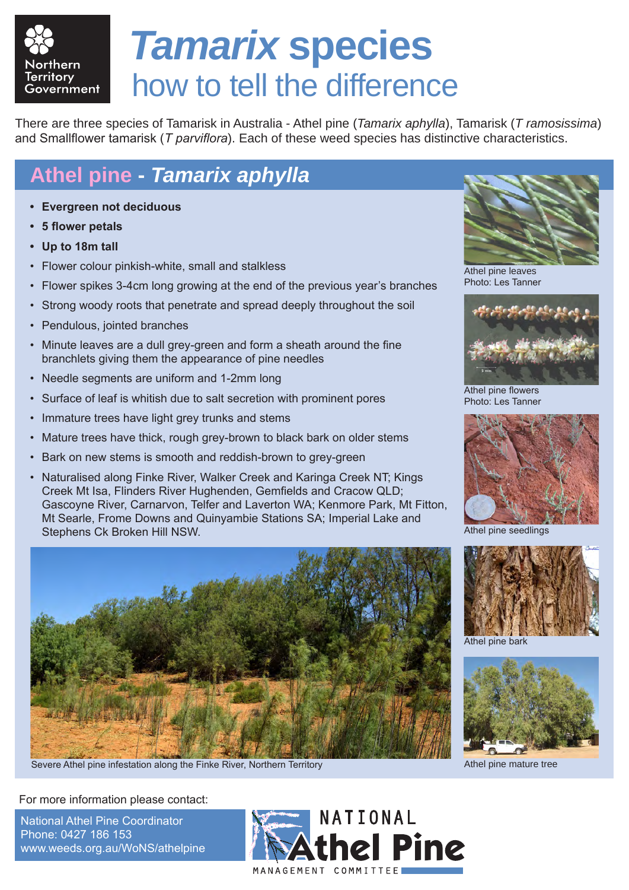Northern Territory Government

# *Tamarix* species
## how to tell the difference

There are three species of Tamarisk in Australia - Athel pine (*Tamarix aphylla*), Tamarisk (*T ramosissima*) and Smallflower tamarisk (*T parviflora*). Each of these weed species has distinctive characteristics.

## Athel pine - *Tamarix aphylla*

- **Evergreen not deciduous**
- **5 flower petals**
- **Up to 18m tall**
- Flower colour pinkish-white, small and stalkless
- Flower spikes 3-4cm long growing at the end of the previous year's branches
- Strong woody roots that penetrate and spread deeply throughout the soil
- Pendulous, jointed branches
- Minute leaves are a dull grey-green and form a sheath around the fine branchlets giving them the appearance of pine needles
- Needle segments are uniform and 1-2mm long
- Surface of leaf is whitish due to salt secretion with prominent pores
- Immature trees have light grey trunks and stems
- Mature trees have thick, rough grey-brown to black bark on older stems
- Bark on new stems is smooth and reddish-brown to grey-green
- Naturalised along Finke River, Walker Creek and Karinga Creek NT; Kings Creek Mt Isa, Flinders River Hughenden, Gemfields and Cracow QLD; Gascoyne River, Carnarvon, Telfer and Laverton WA; Kenmore Park, Mt Fitton, Mt Searle, Frome Downs and Quinyambie Stations SA; Imperial Lake and Stephens Ck Broken Hill NSW.

Athel pine leaves
Photo: Les Tanner

Athel pine flowers
Photo: Les Tanner

Athel pine seedlings

Athel pine bark

Athel pine mature tree

Severe Athel pine infestation along the Finke River, Northern Territory

For more information please contact:

National Athel Pine Coordinator
Phone: 0427 186 153
www.weeds.org.au/WoNS/athelpine

NATIONAL Athel Pine MANAGEMENT COMMITTEE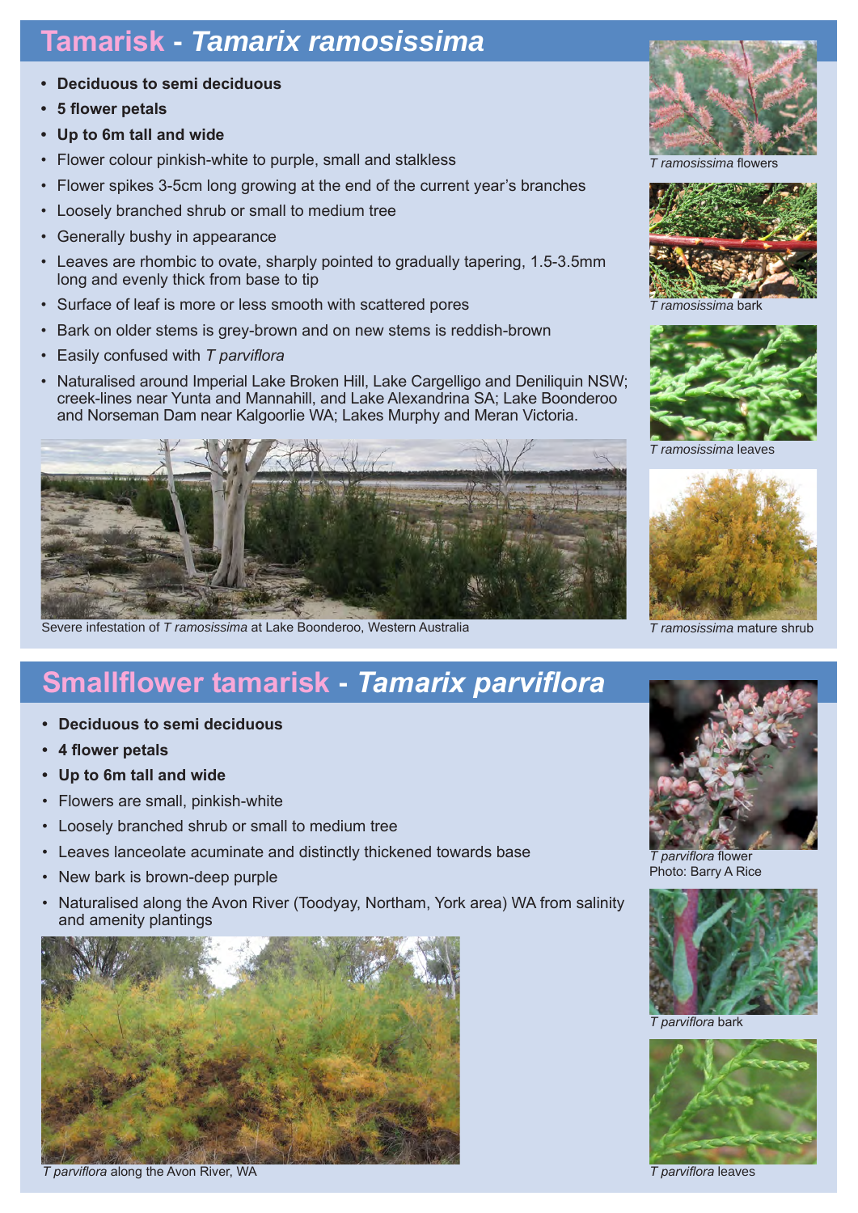## Tamarisk - *Tamarix ramosissima*

- **Deciduous to semi deciduous**
- **5 flower petals**
- **Up to 6m tall and wide**
- Flower colour pinkish-white to purple, small and stalkless
- Flower spikes 3-5cm long growing at the end of the current year's branches
- Loosely branched shrub or small to medium tree
- Generally bushy in appearance
- Leaves are rhombic to ovate, sharply pointed to gradually tapering, 1.5-3.5mm long and evenly thick from base to tip
- Surface of leaf is more or less smooth with scattered pores
- Bark on older stems is grey-brown and on new stems is reddish-brown
- Easily confused with *T parviflora*
- Naturalised around Imperial Lake Broken Hill, Lake Cargelligo and Deniliquin NSW; creek-lines near Yunta and Mannahill, and Lake Alexandrina SA; Lake Boonderoo and Norseman Dam near Kalgoorlie WA; Lakes Murphy and Meran Victoria.

Severe infestation of *T ramosissima* at Lake Boonderoo, Western Australia

*T ramosissima* flowers

*T ramosissima* bark

*T ramosissima* leaves

*T ramosissima* mature shrub

## Smallflower tamarisk - *Tamarix parviflora*

- **Deciduous to semi deciduous**
- **4 flower petals**
- **Up to 6m tall and wide**
- Flowers are small, pinkish-white
- Loosely branched shrub or small to medium tree
- Leaves lanceolate acuminate and distinctly thickened towards base
- New bark is brown-deep purple
- Naturalised along the Avon River (Toodyay, Northam, York area) WA from salinity and amenity plantings

*T parviflora* along the Avon River, WA

*T parviflora* flower
Photo: Barry A Rice

*T parviflora* bark

*T parviflora* leaves